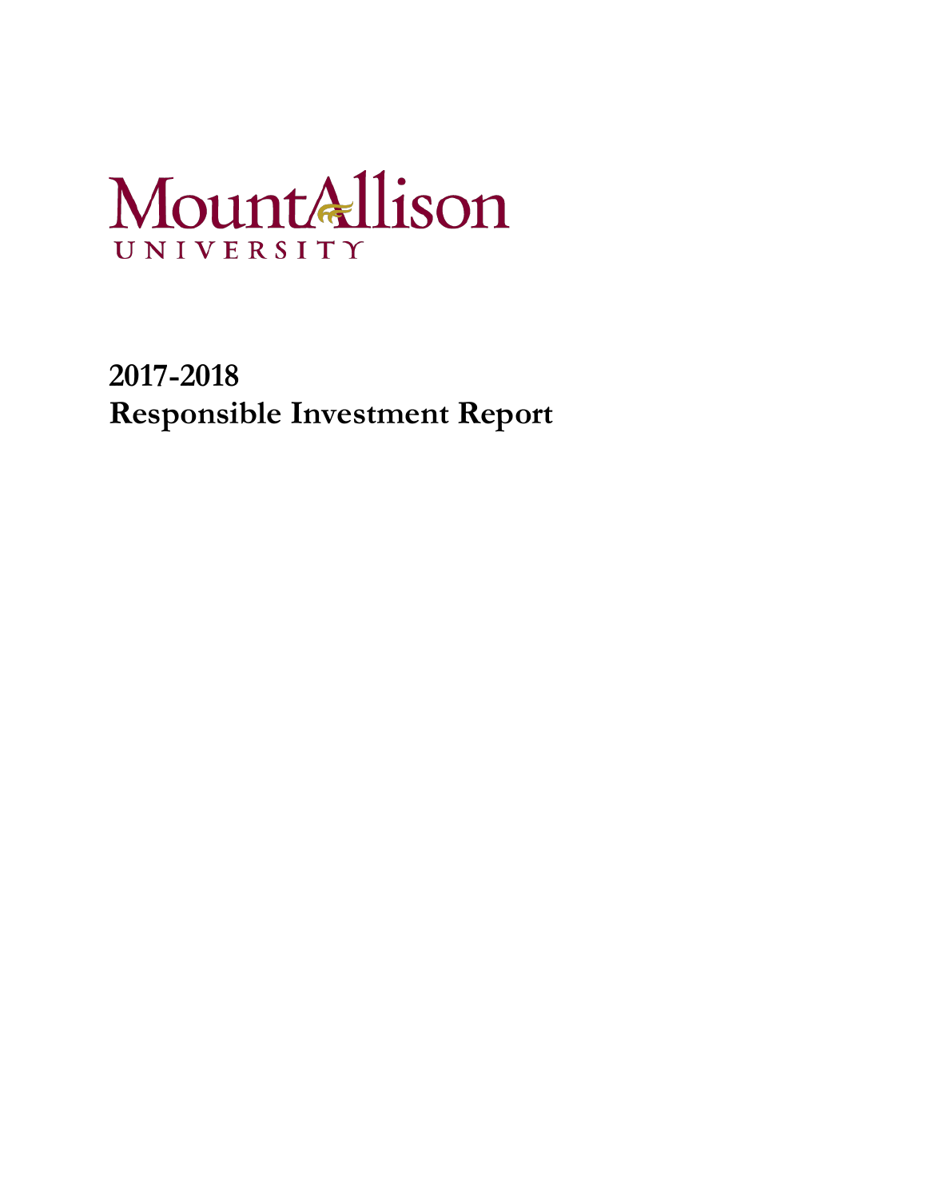Mount Allison
UNIVERSITY

# 2017-2018
# Responsible Investment Report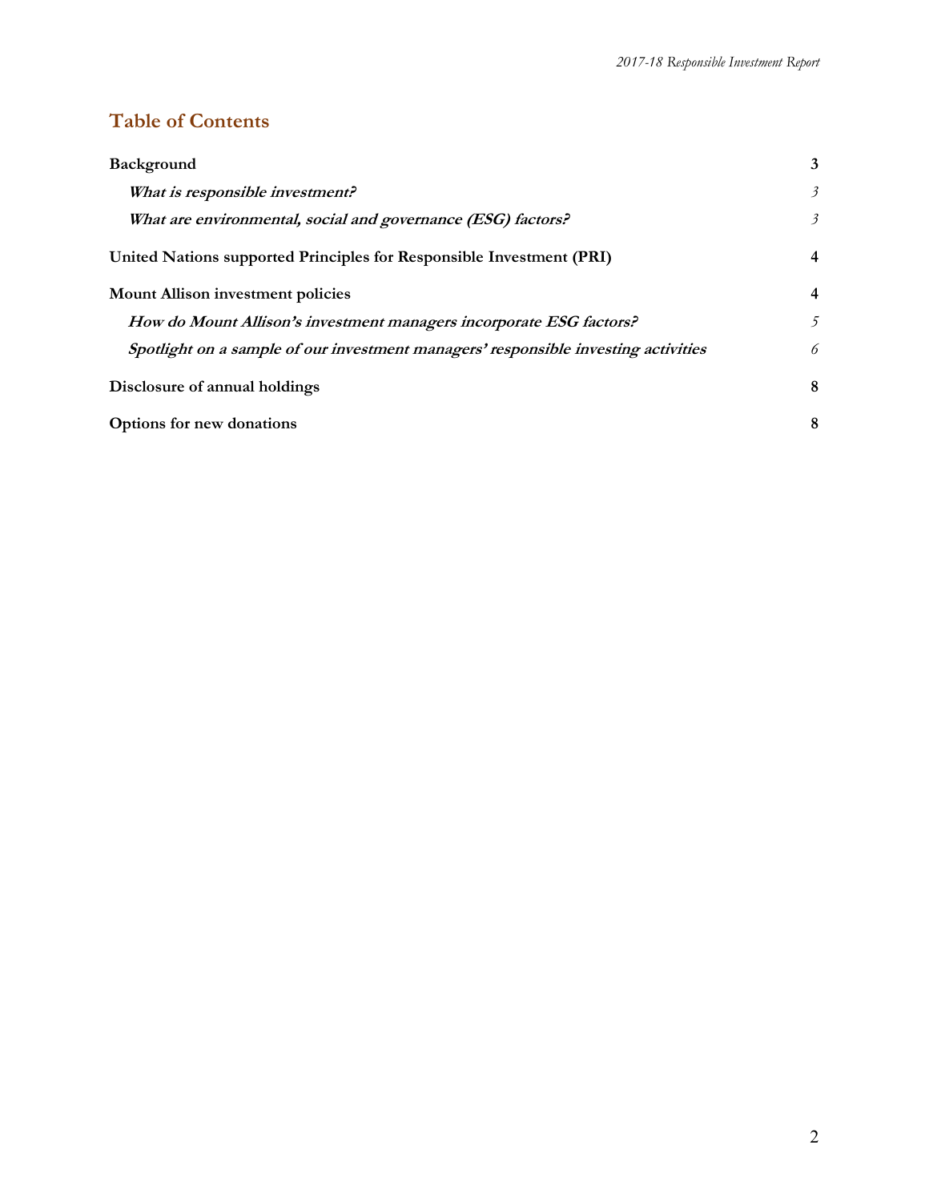## Table of Contents

| | |
|---|---|
| **Background** | **3** |
| ***What is responsible investment?*** | *3* |
| ***What are environmental, social and governance (ESG) factors?*** | *3* |
| **United Nations supported Principles for Responsible Investment (PRI)** | **4** |
| **Mount Allison investment policies** | **4** |
| ***How do Mount Allison's investment managers incorporate ESG factors?*** | *5* |
| ***Spotlight on a sample of our investment managers' responsible investing activities*** | *6* |
| **Disclosure of annual holdings** | **8** |
| **Options for new donations** | **8** |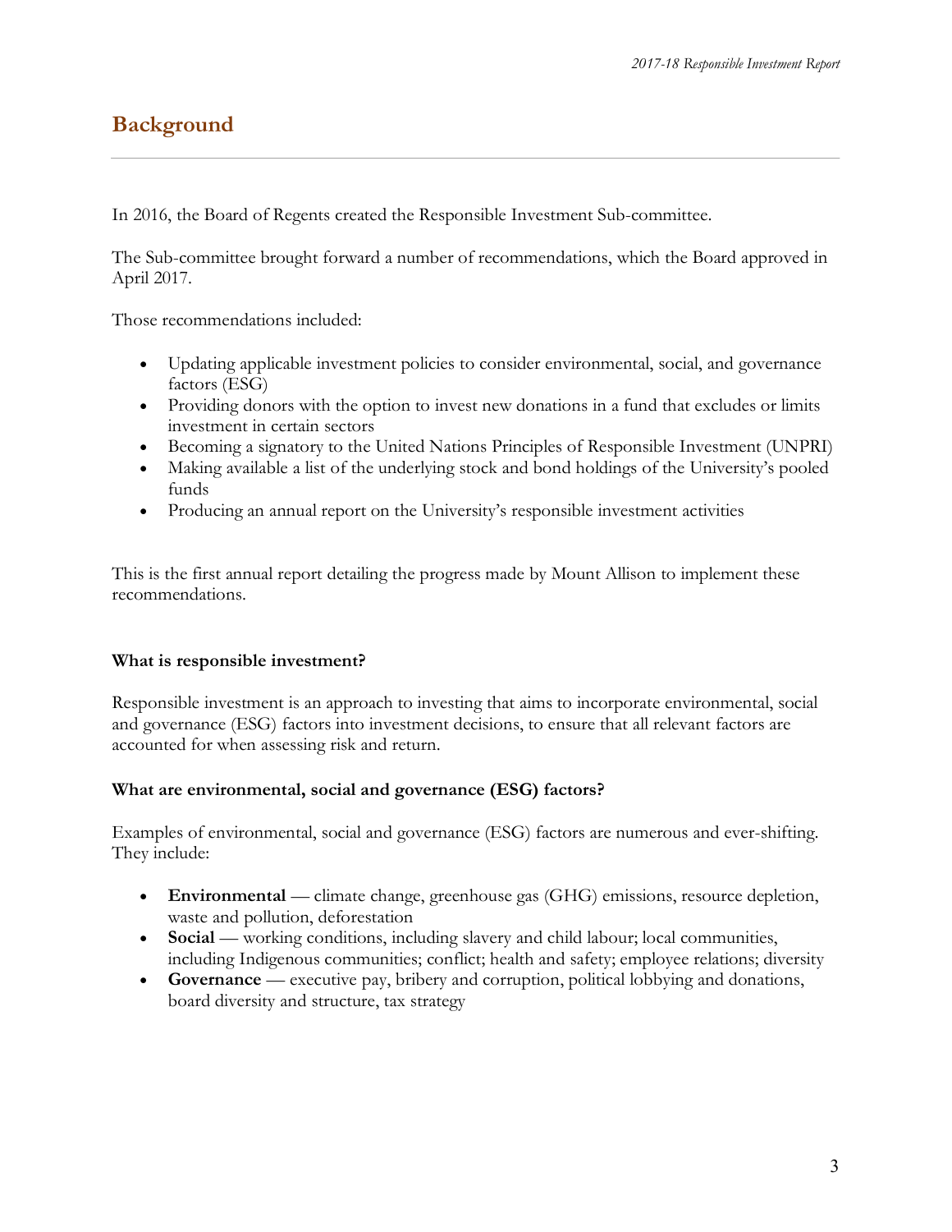## Background

In 2016, the Board of Regents created the Responsible Investment Sub-committee.

The Sub-committee brought forward a number of recommendations, which the Board approved in April 2017.

Those recommendations included:

- Updating applicable investment policies to consider environmental, social, and governance factors (ESG)
- Providing donors with the option to invest new donations in a fund that excludes or limits investment in certain sectors
- Becoming a signatory to the United Nations Principles of Responsible Investment (UNPRI)
- Making available a list of the underlying stock and bond holdings of the University's pooled funds
- Producing an annual report on the University's responsible investment activities

This is the first annual report detailing the progress made by Mount Allison to implement these recommendations.

**What is responsible investment?**

Responsible investment is an approach to investing that aims to incorporate environmental, social and governance (ESG) factors into investment decisions, to ensure that all relevant factors are accounted for when assessing risk and return.

**What are environmental, social and governance (ESG) factors?**

Examples of environmental, social and governance (ESG) factors are numerous and ever-shifting. They include:

- **Environmental** — climate change, greenhouse gas (GHG) emissions, resource depletion, waste and pollution, deforestation
- **Social** — working conditions, including slavery and child labour; local communities, including Indigenous communities; conflict; health and safety; employee relations; diversity
- **Governance** — executive pay, bribery and corruption, political lobbying and donations, board diversity and structure, tax strategy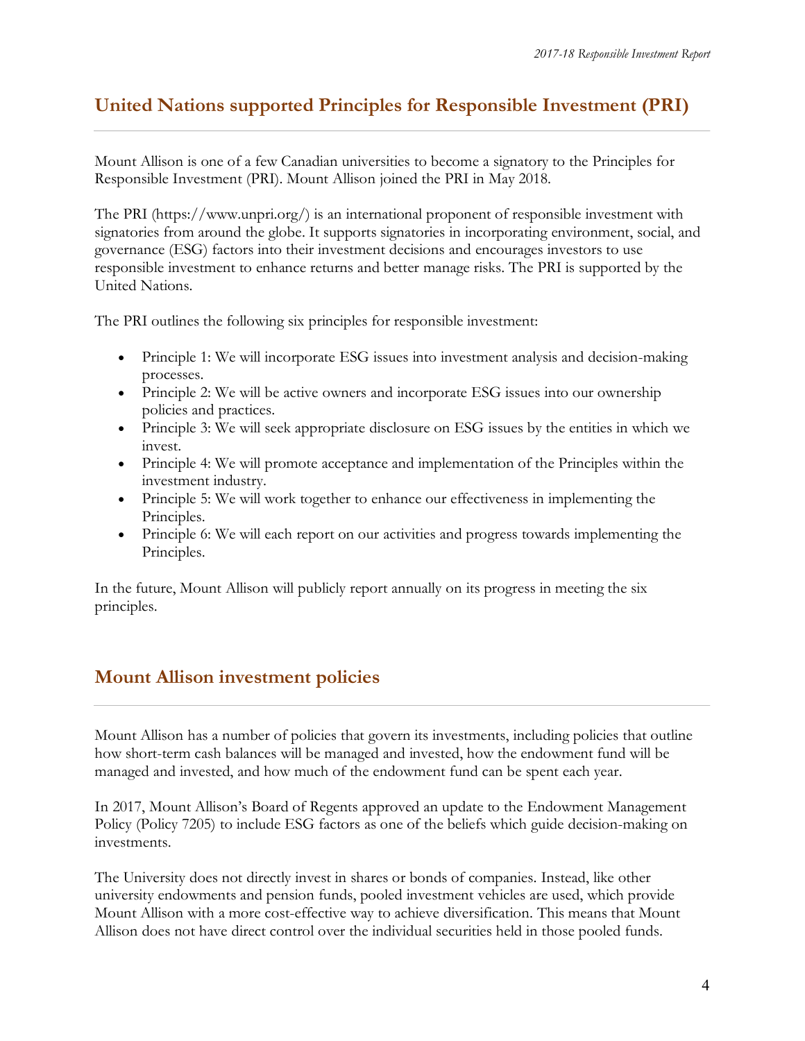## United Nations supported Principles for Responsible Investment (PRI)

Mount Allison is one of a few Canadian universities to become a signatory to the Principles for Responsible Investment (PRI). Mount Allison joined the PRI in May 2018.

The PRI (https://www.unpri.org/) is an international proponent of responsible investment with signatories from around the globe. It supports signatories in incorporating environment, social, and governance (ESG) factors into their investment decisions and encourages investors to use responsible investment to enhance returns and better manage risks. The PRI is supported by the United Nations.

The PRI outlines the following six principles for responsible investment:

- Principle 1: We will incorporate ESG issues into investment analysis and decision-making processes.
- Principle 2: We will be active owners and incorporate ESG issues into our ownership policies and practices.
- Principle 3: We will seek appropriate disclosure on ESG issues by the entities in which we invest.
- Principle 4: We will promote acceptance and implementation of the Principles within the investment industry.
- Principle 5: We will work together to enhance our effectiveness in implementing the Principles.
- Principle 6: We will each report on our activities and progress towards implementing the Principles.

In the future, Mount Allison will publicly report annually on its progress in meeting the six principles.

## Mount Allison investment policies

Mount Allison has a number of policies that govern its investments, including policies that outline how short-term cash balances will be managed and invested, how the endowment fund will be managed and invested, and how much of the endowment fund can be spent each year.

In 2017, Mount Allison's Board of Regents approved an update to the Endowment Management Policy (Policy 7205) to include ESG factors as one of the beliefs which guide decision-making on investments.

The University does not directly invest in shares or bonds of companies. Instead, like other university endowments and pension funds, pooled investment vehicles are used, which provide Mount Allison with a more cost-effective way to achieve diversification. This means that Mount Allison does not have direct control over the individual securities held in those pooled funds.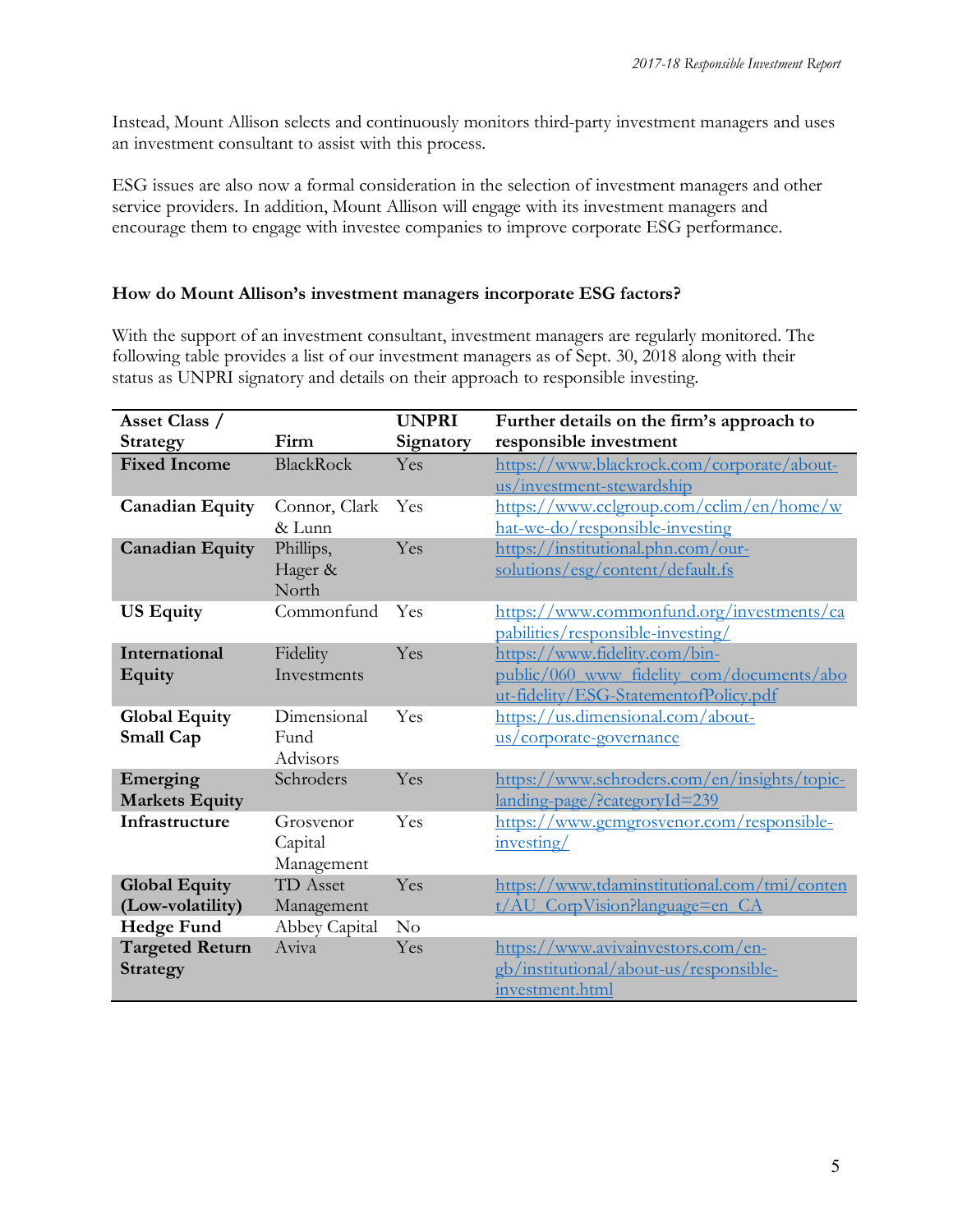Instead, Mount Allison selects and continuously monitors third-party investment managers and uses an investment consultant to assist with this process.

ESG issues are also now a formal consideration in the selection of investment managers and other service providers. In addition, Mount Allison will engage with its investment managers and encourage them to engage with investee companies to improve corporate ESG performance.

### How do Mount Allison's investment managers incorporate ESG factors?

With the support of an investment consultant, investment managers are regularly monitored. The following table provides a list of our investment managers as of Sept. 30, 2018 along with their status as UNPRI signatory and details on their approach to responsible investing.

| Asset Class / Strategy | Firm | UNPRI Signatory | Further details on the firm's approach to responsible investment |
|---|---|---|---|
| **Fixed Income** | BlackRock | Yes | https://www.blackrock.com/corporate/about-us/investment-stewardship |
| **Canadian Equity** | Connor, Clark & Lunn | Yes | https://www.cclgroup.com/cclim/en/home/what-we-do/responsible-investing |
| **Canadian Equity** | Phillips, Hager & North | Yes | https://institutional.phn.com/our-solutions/esg/content/default.fs |
| **US Equity** | Commonfund | Yes | https://www.commonfund.org/investments/capabilities/responsible-investing/ |
| **International Equity** | Fidelity Investments | Yes | https://www.fidelity.com/bin-public/060_www_fidelity_com/documents/about-fidelity/ESG-StatementofPolicy.pdf |
| **Global Equity Small Cap** | Dimensional Fund Advisors | Yes | https://us.dimensional.com/about-us/corporate-governance |
| **Emerging Markets Equity** | Schroders | Yes | https://www.schroders.com/en/insights/topic-landing-page/?categoryId=239 |
| **Infrastructure** | Grosvenor Capital Management | Yes | https://www.gcmgrosvenor.com/responsible-investing/ |
| **Global Equity (Low-volatility)** | TD Asset Management | Yes | https://www.tdaminstitutional.com/tmi/content/AU_CorpVision?language=en_CA |
| **Hedge Fund** | Abbey Capital | No | |
| **Targeted Return Strategy** | Aviva | Yes | https://www.avivainvestors.com/en-gb/institutional/about-us/responsible-investment.html |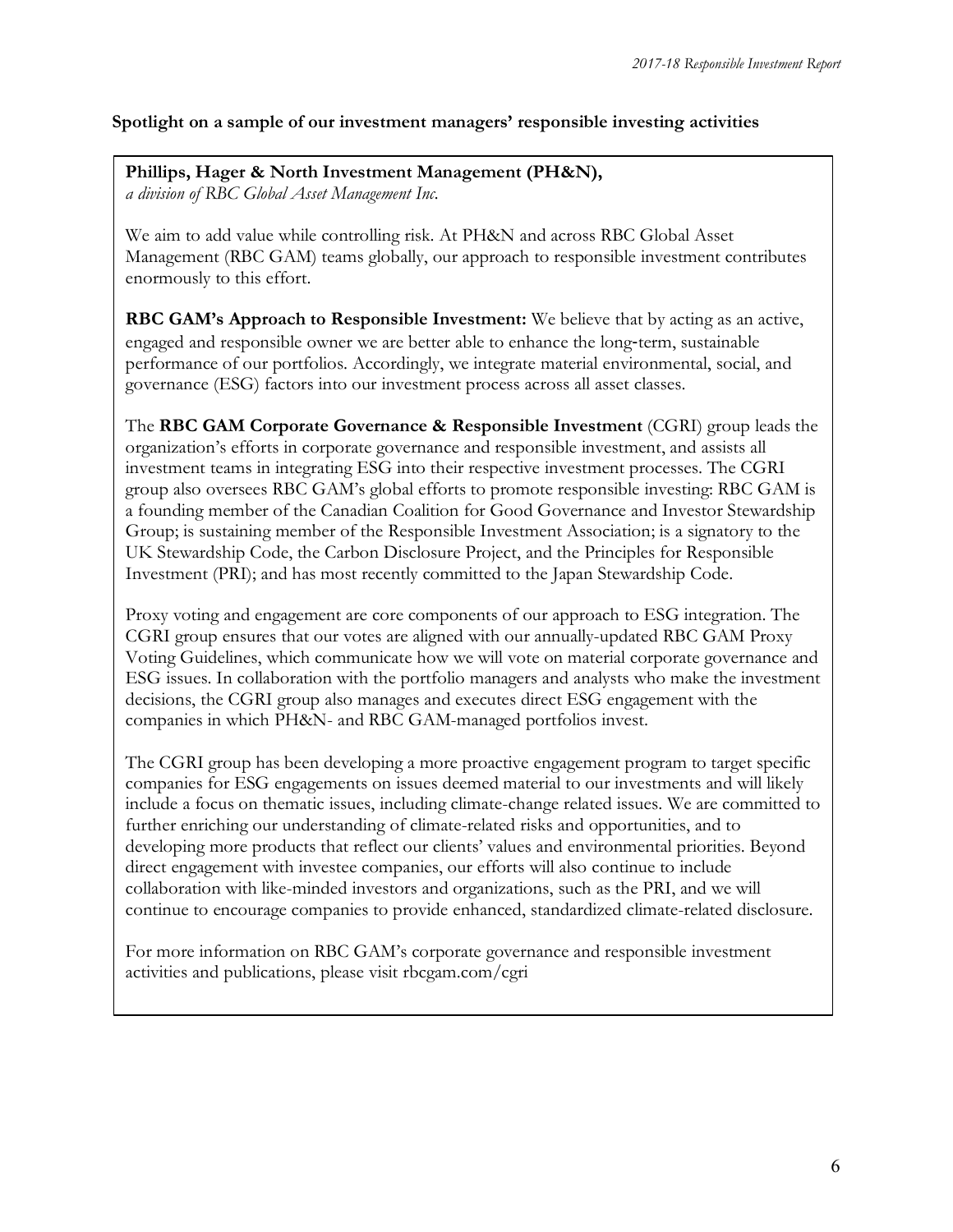**Spotlight on a sample of our investment managers' responsible investing activities**

**Phillips, Hager & North Investment Management (PH&N),**
*a division of RBC Global Asset Management Inc.*

We aim to add value while controlling risk. At PH&N and across RBC Global Asset Management (RBC GAM) teams globally, our approach to responsible investment contributes enormously to this effort.

**RBC GAM's Approach to Responsible Investment:** We believe that by acting as an active, engaged and responsible owner we are better able to enhance the long-term, sustainable performance of our portfolios. Accordingly, we integrate material environmental, social, and governance (ESG) factors into our investment process across all asset classes.

The **RBC GAM Corporate Governance & Responsible Investment** (CGRI) group leads the organization's efforts in corporate governance and responsible investment, and assists all investment teams in integrating ESG into their respective investment processes. The CGRI group also oversees RBC GAM's global efforts to promote responsible investing: RBC GAM is a founding member of the Canadian Coalition for Good Governance and Investor Stewardship Group; is sustaining member of the Responsible Investment Association; is a signatory to the UK Stewardship Code, the Carbon Disclosure Project, and the Principles for Responsible Investment (PRI); and has most recently committed to the Japan Stewardship Code.

Proxy voting and engagement are core components of our approach to ESG integration. The CGRI group ensures that our votes are aligned with our annually-updated RBC GAM Proxy Voting Guidelines, which communicate how we will vote on material corporate governance and ESG issues. In collaboration with the portfolio managers and analysts who make the investment decisions, the CGRI group also manages and executes direct ESG engagement with the companies in which PH&N- and RBC GAM-managed portfolios invest.

The CGRI group has been developing a more proactive engagement program to target specific companies for ESG engagements on issues deemed material to our investments and will likely include a focus on thematic issues, including climate-change related issues. We are committed to further enriching our understanding of climate-related risks and opportunities, and to developing more products that reflect our clients' values and environmental priorities. Beyond direct engagement with investee companies, our efforts will also continue to include collaboration with like-minded investors and organizations, such as the PRI, and we will continue to encourage companies to provide enhanced, standardized climate-related disclosure.

For more information on RBC GAM's corporate governance and responsible investment activities and publications, please visit rbcgam.com/cgri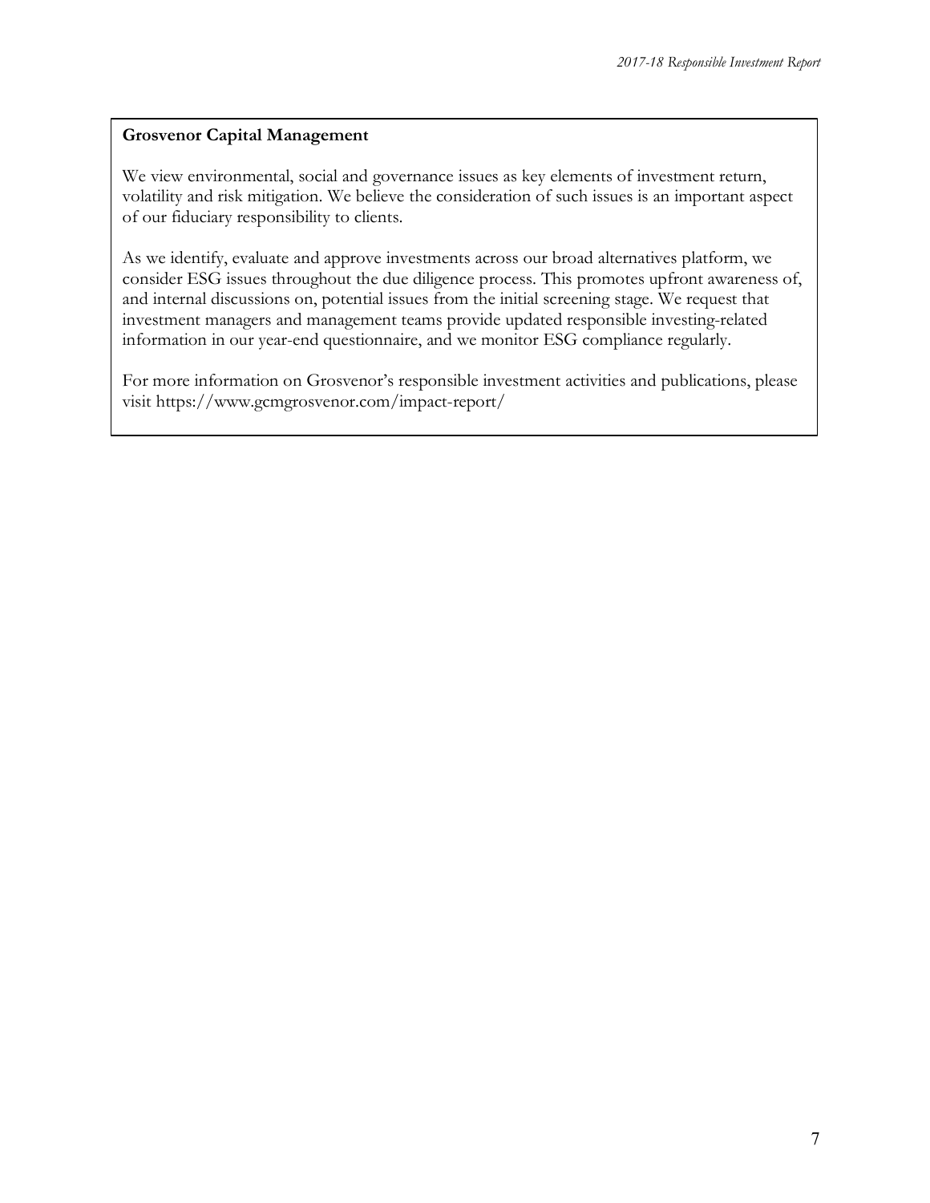**Grosvenor Capital Management**

We view environmental, social and governance issues as key elements of investment return, volatility and risk mitigation. We believe the consideration of such issues is an important aspect of our fiduciary responsibility to clients.

As we identify, evaluate and approve investments across our broad alternatives platform, we consider ESG issues throughout the due diligence process. This promotes upfront awareness of, and internal discussions on, potential issues from the initial screening stage. We request that investment managers and management teams provide updated responsible investing-related information in our year-end questionnaire, and we monitor ESG compliance regularly.

For more information on Grosvenor's responsible investment activities and publications, please visit https://www.gcmgrosvenor.com/impact-report/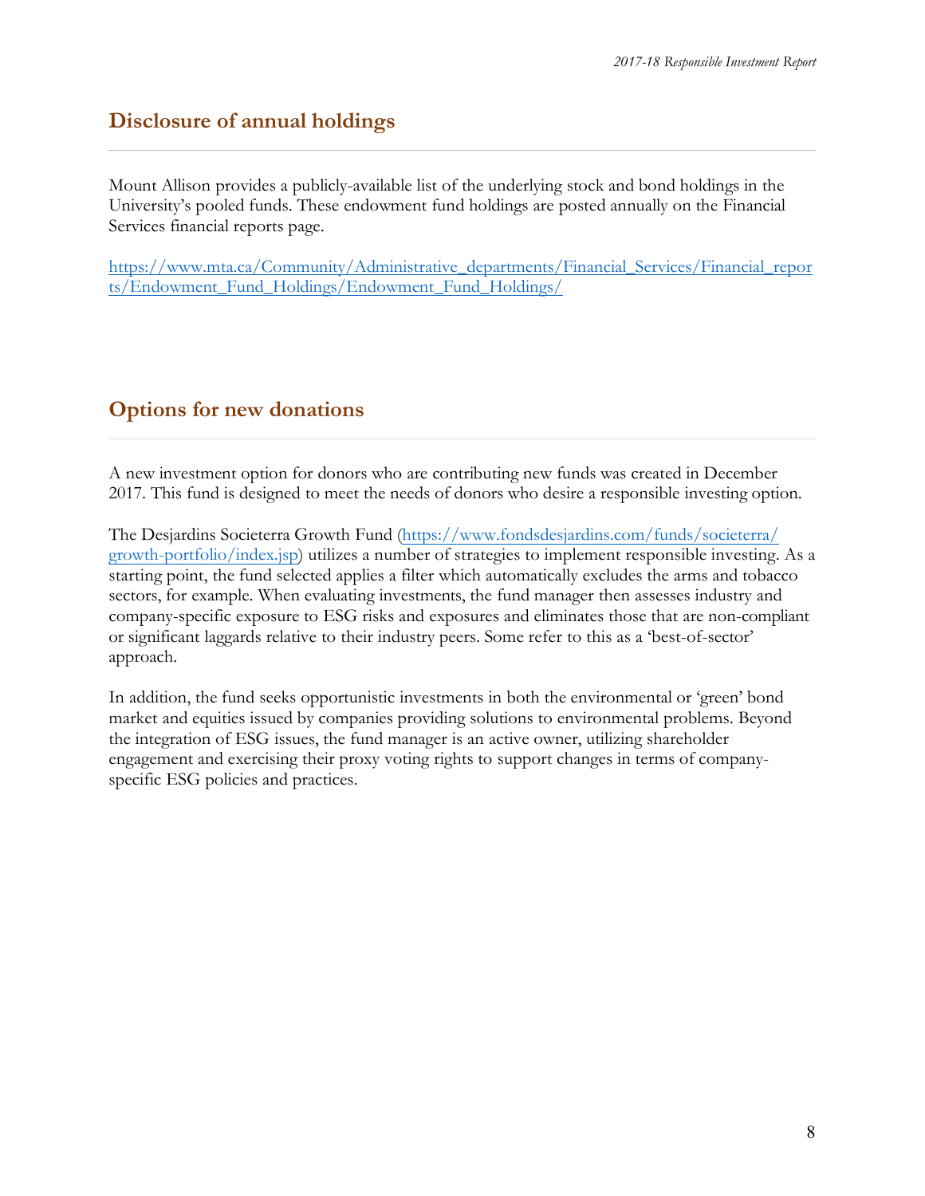## Disclosure of annual holdings

Mount Allison provides a publicly-available list of the underlying stock and bond holdings in the University's pooled funds. These endowment fund holdings are posted annually on the Financial Services financial reports page.

https://www.mta.ca/Community/Administrative_departments/Financial_Services/Financial_reports/Endowment_Fund_Holdings/Endowment_Fund_Holdings/

## Options for new donations

A new investment option for donors who are contributing new funds was created in December 2017. This fund is designed to meet the needs of donors who desire a responsible investing option.

The Desjardins Societerra Growth Fund (https://www.fondsdesjardins.com/funds/societerra/growth-portfolio/index.jsp) utilizes a number of strategies to implement responsible investing. As a starting point, the fund selected applies a filter which automatically excludes the arms and tobacco sectors, for example. When evaluating investments, the fund manager then assesses industry and company-specific exposure to ESG risks and exposures and eliminates those that are non-compliant or significant laggards relative to their industry peers. Some refer to this as a 'best-of-sector' approach.

In addition, the fund seeks opportunistic investments in both the environmental or 'green' bond market and equities issued by companies providing solutions to environmental problems. Beyond the integration of ESG issues, the fund manager is an active owner, utilizing shareholder engagement and exercising their proxy voting rights to support changes in terms of company-specific ESG policies and practices.